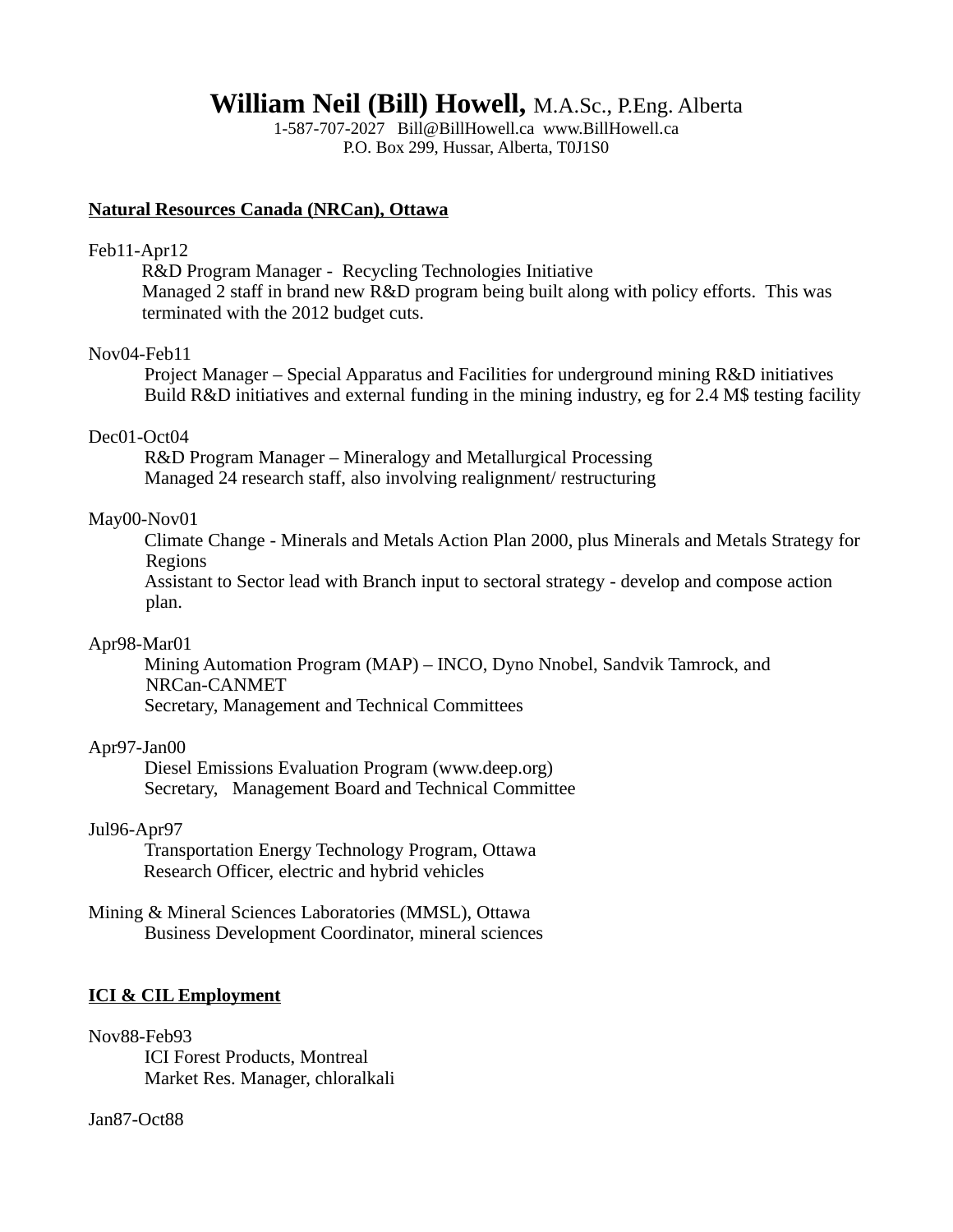# William Neil (Bill) Howell, M.A.Sc., P.Eng. Alberta

1-587-707-2027 Bill@BillHowell.ca www.BillHowell.ca
P.O. Box 299, Hussar, Alberta, T0J1S0

## Natural Resources Canada (NRCan), Ottawa

Feb11-Apr12
R&D Program Manager - Recycling Technologies Initiative
Managed 2 staff in brand new R&D program being built along with policy efforts. This was terminated with the 2012 budget cuts.

Nov04-Feb11
Project Manager – Special Apparatus and Facilities for underground mining R&D initiatives
Build R&D initiatives and external funding in the mining industry, eg for 2.4 M$ testing facility

Dec01-Oct04
R&D Program Manager – Mineralogy and Metallurgical Processing
Managed 24 research staff, also involving realignment/ restructuring

May00-Nov01
Climate Change - Minerals and Metals Action Plan 2000, plus Minerals and Metals Strategy for Regions
Assistant to Sector lead with Branch input to sectoral strategy - develop and compose action plan.

Apr98-Mar01
Mining Automation Program (MAP) – INCO, Dyno Nnobel, Sandvik Tamrock, and NRCan-CANMET
Secretary, Management and Technical Committees

Apr97-Jan00
Diesel Emissions Evaluation Program (www.deep.org)
Secretary, Management Board and Technical Committee

Jul96-Apr97
Transportation Energy Technology Program, Ottawa
Research Officer, electric and hybrid vehicles

Mining & Mineral Sciences Laboratories (MMSL), Ottawa
Business Development Coordinator, mineral sciences

## ICI & CIL Employment

Nov88-Feb93
ICI Forest Products, Montreal
Market Res. Manager, chloralkali

Jan87-Oct88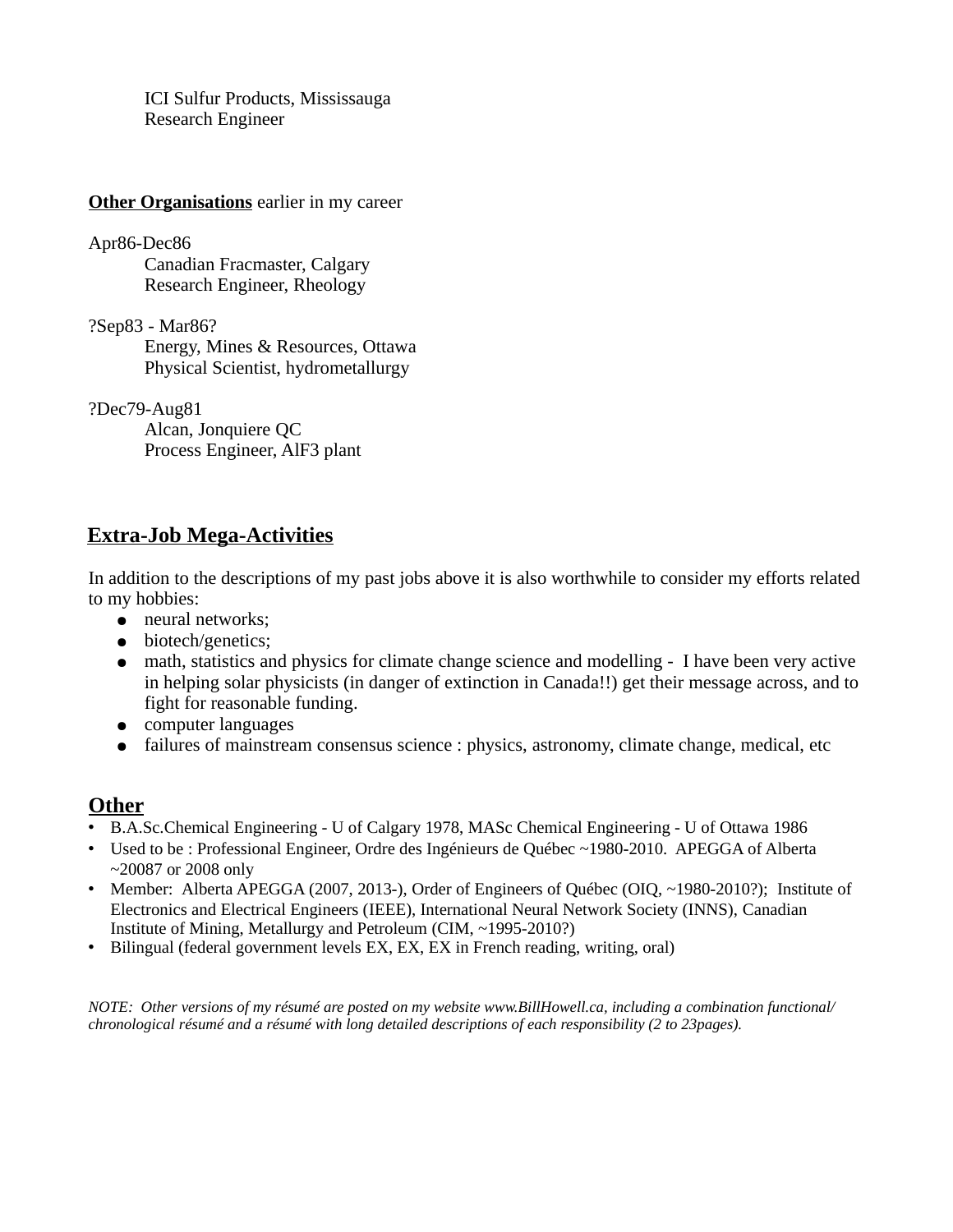ICI Sulfur Products, Mississauga
Research Engineer

**Other Organisations** earlier in my career

Apr86-Dec86
Canadian Fracmaster, Calgary
Research Engineer, Rheology

?Sep83 - Mar86?
Energy, Mines & Resources, Ottawa
Physical Scientist, hydrometallurgy

?Dec79-Aug81
Alcan, Jonquiere QC
Process Engineer, $AlF_3$ plant

## Extra-Job Mega-Activities

In addition to the descriptions of my past jobs above it is also worthwhile to consider my efforts related to my hobbies:

- neural networks;
- biotech/genetics;
- math, statistics and physics for climate change science and modelling - I have been very active in helping solar physicists (in danger of extinction in Canada!!) get their message across, and to fight for reasonable funding.
- computer languages
- failures of mainstream consensus science : physics, astronomy, climate change, medical, etc

## Other

- B.A.Sc.Chemical Engineering - U of Calgary 1978, MASc Chemical Engineering - U of Ottawa 1986
- Used to be : Professional Engineer, Ordre des Ingénieurs de Québec ~1980-2010. APEGGA of Alberta ~20087 or 2008 only
- Member: Alberta APEGGA (2007, 2013-), Order of Engineers of Québec (OIQ, ~1980-2010?); Institute of Electronics and Electrical Engineers (IEEE), International Neural Network Society (INNS), Canadian Institute of Mining, Metallurgy and Petroleum (CIM, ~1995-2010?)
- Bilingual (federal government levels EX, EX, EX in French reading, writing, oral)

*NOTE: Other versions of my résumé are posted on my website www.BillHowell.ca, including a combination functional/ chronological résumé and a résumé with long detailed descriptions of each responsibility (2 to 23pages).*